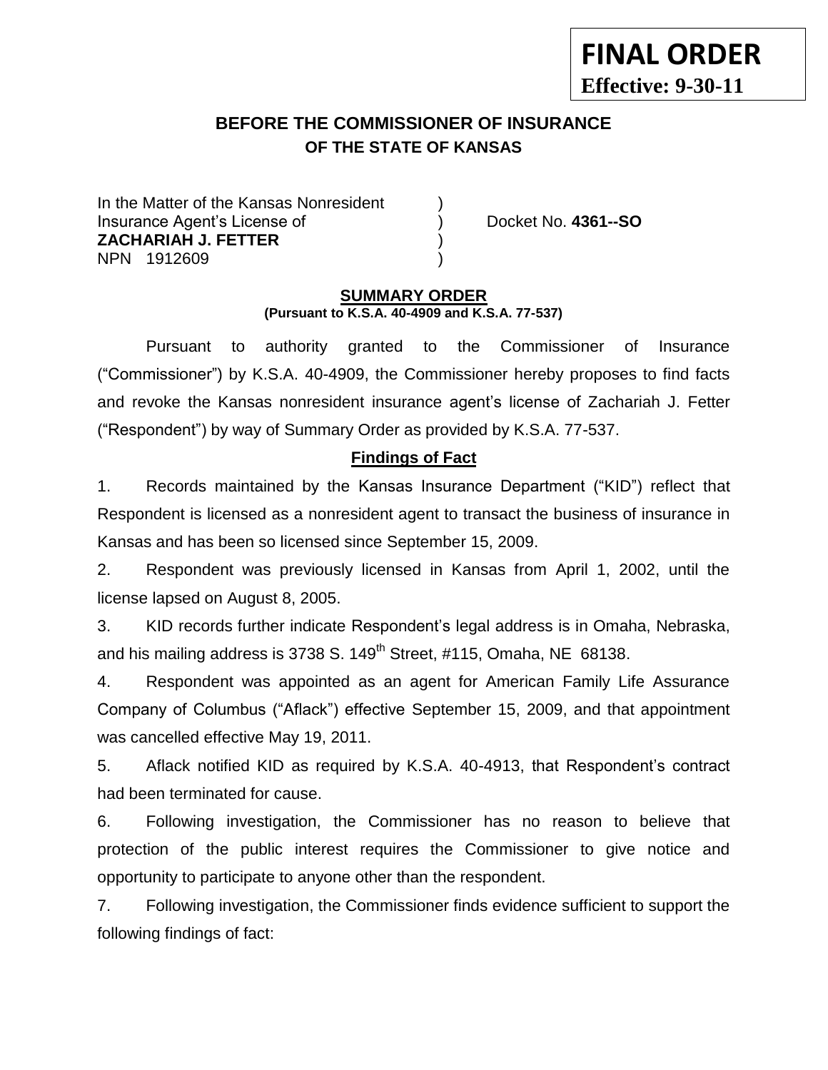**FINAL ORDER**
**Effective: 9-30-11**

# BEFORE THE COMMISSIONER OF INSURANCE
## OF THE STATE OF KANSAS

In the Matter of the Kansas Nonresident )
Insurance Agent's License of ) Docket No. **4361--SO**
**ZACHARIAH J. FETTER** )
NPN 1912609 )

### SUMMARY ORDER
**(Pursuant to K.S.A. 40-4909 and K.S.A. 77-537)**

Pursuant to authority granted to the Commissioner of Insurance ("Commissioner") by K.S.A. 40-4909, the Commissioner hereby proposes to find facts and revoke the Kansas nonresident insurance agent's license of Zachariah J. Fetter ("Respondent") by way of Summary Order as provided by K.S.A. 77-537.

### Findings of Fact

1. Records maintained by the Kansas Insurance Department ("KID") reflect that Respondent is licensed as a nonresident agent to transact the business of insurance in Kansas and has been so licensed since September 15, 2009.

2. Respondent was previously licensed in Kansas from April 1, 2002, until the license lapsed on August 8, 2005.

3. KID records further indicate Respondent's legal address is in Omaha, Nebraska, and his mailing address is 3738 S. 149th Street, #115, Omaha, NE 68138.

4. Respondent was appointed as an agent for American Family Life Assurance Company of Columbus ("Aflack") effective September 15, 2009, and that appointment was cancelled effective May 19, 2011.

5. Aflack notified KID as required by K.S.A. 40-4913, that Respondent's contract had been terminated for cause.

6. Following investigation, the Commissioner has no reason to believe that protection of the public interest requires the Commissioner to give notice and opportunity to participate to anyone other than the respondent.

7. Following investigation, the Commissioner finds evidence sufficient to support the following findings of fact: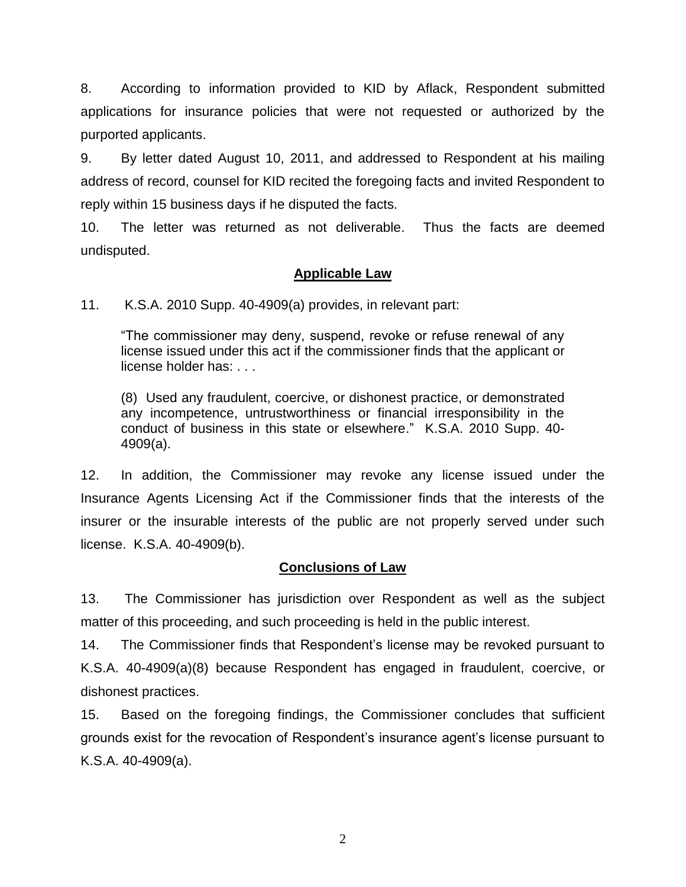8. According to information provided to KID by Aflack, Respondent submitted applications for insurance policies that were not requested or authorized by the purported applicants.

9. By letter dated August 10, 2011, and addressed to Respondent at his mailing address of record, counsel for KID recited the foregoing facts and invited Respondent to reply within 15 business days if he disputed the facts.

10. The letter was returned as not deliverable. Thus the facts are deemed undisputed.

## Applicable Law

11. K.S.A. 2010 Supp. 40-4909(a) provides, in relevant part:

> "The commissioner may deny, suspend, revoke or refuse renewal of any license issued under this act if the commissioner finds that the applicant or license holder has: . . .
>
> (8) Used any fraudulent, coercive, or dishonest practice, or demonstrated any incompetence, untrustworthiness or financial irresponsibility in the conduct of business in this state or elsewhere." K.S.A. 2010 Supp. 40-4909(a).

12. In addition, the Commissioner may revoke any license issued under the Insurance Agents Licensing Act if the Commissioner finds that the interests of the insurer or the insurable interests of the public are not properly served under such license. K.S.A. 40-4909(b).

## Conclusions of Law

13. The Commissioner has jurisdiction over Respondent as well as the subject matter of this proceeding, and such proceeding is held in the public interest.

14. The Commissioner finds that Respondent's license may be revoked pursuant to K.S.A. 40-4909(a)(8) because Respondent has engaged in fraudulent, coercive, or dishonest practices.

15. Based on the foregoing findings, the Commissioner concludes that sufficient grounds exist for the revocation of Respondent's insurance agent's license pursuant to K.S.A. 40-4909(a).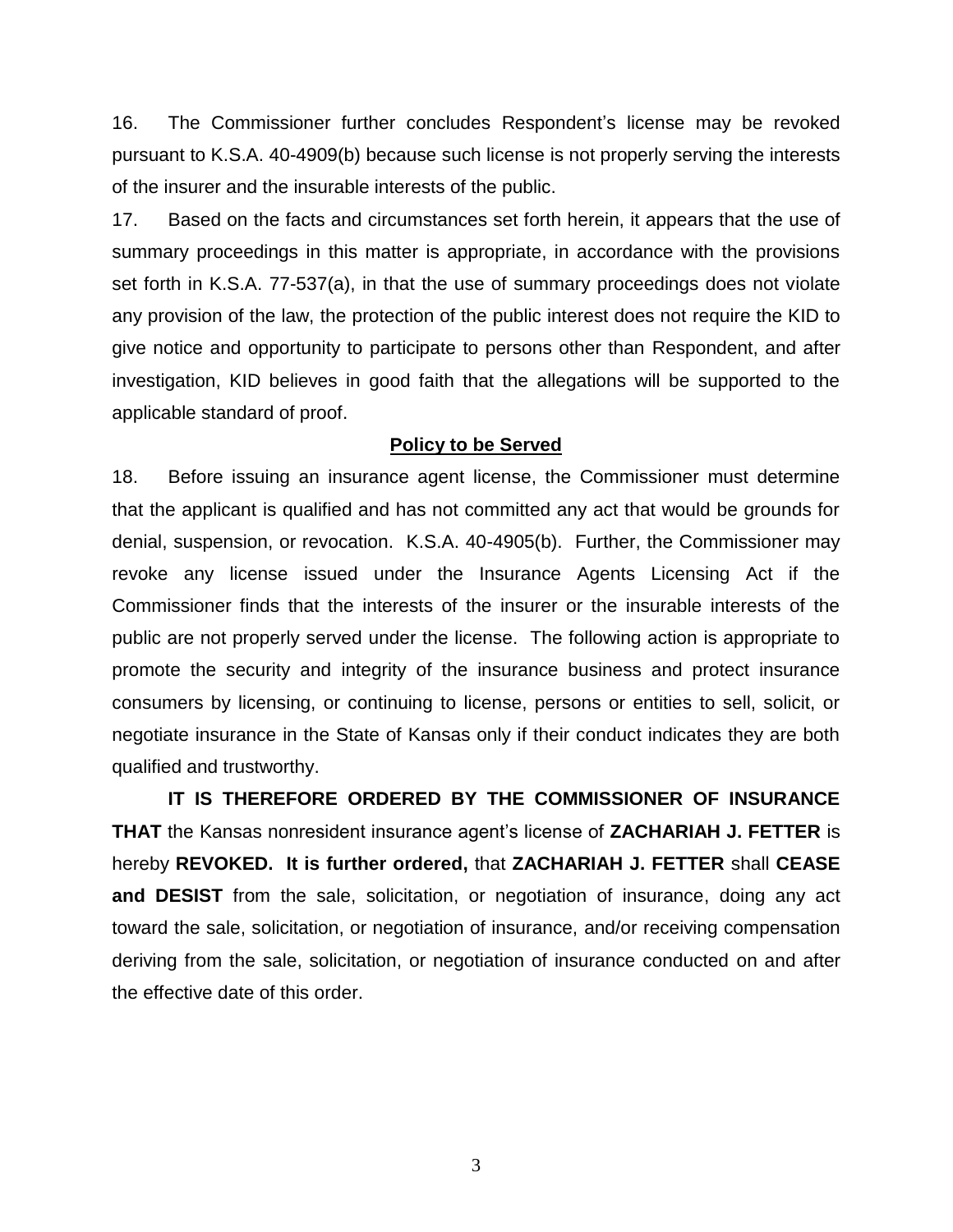16. The Commissioner further concludes Respondent's license may be revoked pursuant to K.S.A. 40-4909(b) because such license is not properly serving the interests of the insurer and the insurable interests of the public.

17. Based on the facts and circumstances set forth herein, it appears that the use of summary proceedings in this matter is appropriate, in accordance with the provisions set forth in K.S.A. 77-537(a), in that the use of summary proceedings does not violate any provision of the law, the protection of the public interest does not require the KID to give notice and opportunity to participate to persons other than Respondent, and after investigation, KID believes in good faith that the allegations will be supported to the applicable standard of proof.

**Policy to be Served**

18. Before issuing an insurance agent license, the Commissioner must determine that the applicant is qualified and has not committed any act that would be grounds for denial, suspension, or revocation. K.S.A. 40-4905(b). Further, the Commissioner may revoke any license issued under the Insurance Agents Licensing Act if the Commissioner finds that the interests of the insurer or the insurable interests of the public are not properly served under the license. The following action is appropriate to promote the security and integrity of the insurance business and protect insurance consumers by licensing, or continuing to license, persons or entities to sell, solicit, or negotiate insurance in the State of Kansas only if their conduct indicates they are both qualified and trustworthy.

**IT IS THEREFORE ORDERED BY THE COMMISSIONER OF INSURANCE THAT** the Kansas nonresident insurance agent's license of **ZACHARIAH J. FETTER** is hereby **REVOKED. It is further ordered,** that **ZACHARIAH J. FETTER** shall **CEASE and DESIST** from the sale, solicitation, or negotiation of insurance, doing any act toward the sale, solicitation, or negotiation of insurance, and/or receiving compensation deriving from the sale, solicitation, or negotiation of insurance conducted on and after the effective date of this order.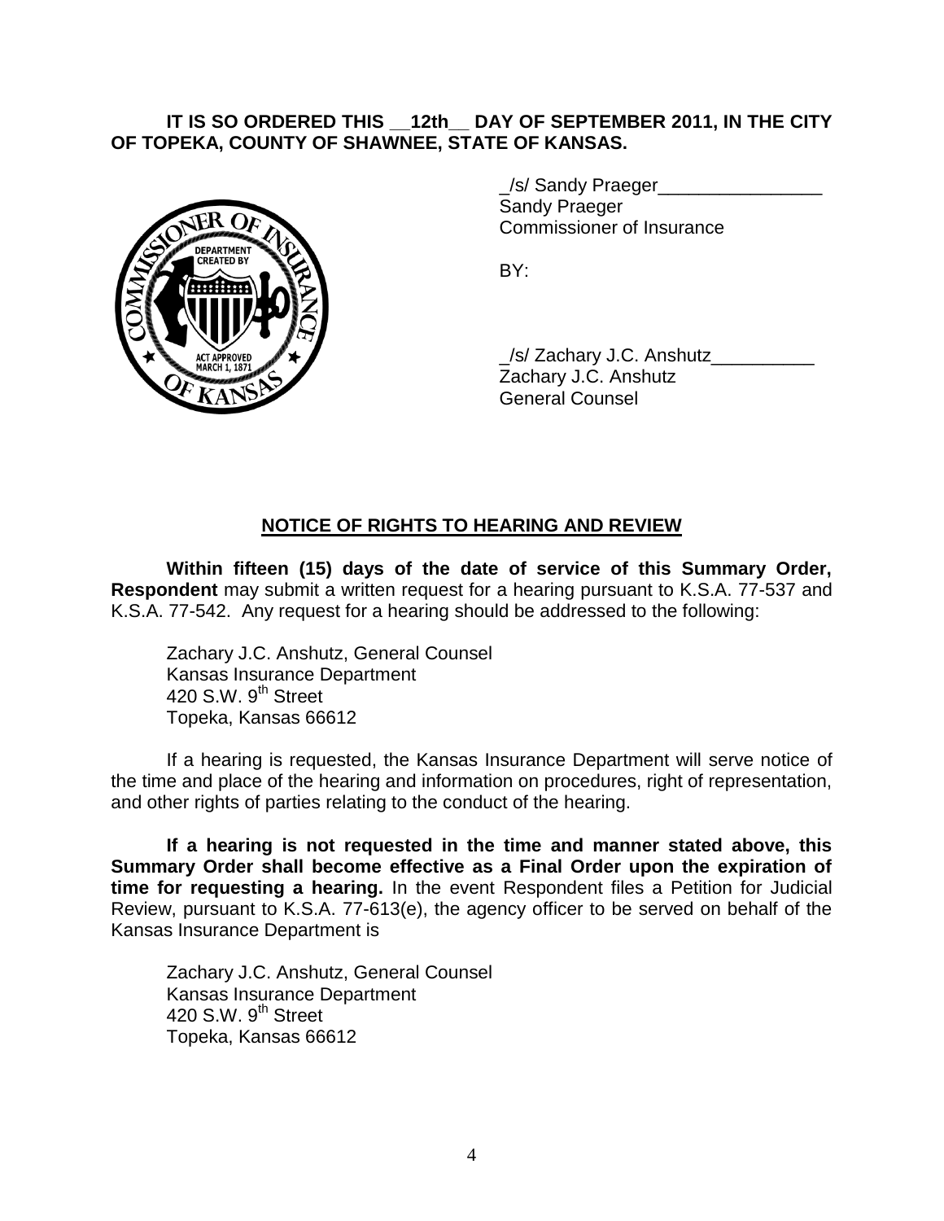**IT IS SO ORDERED THIS __12th__ DAY OF SEPTEMBER 2011, IN THE CITY OF TOPEKA, COUNTY OF SHAWNEE, STATE OF KANSAS.**

_/s/ Sandy Praeger________________
Sandy Praeger
Commissioner of Insurance

BY:

_/s/ Zachary J.C. Anshutz__________
Zachary J.C. Anshutz
General Counsel

## NOTICE OF RIGHTS TO HEARING AND REVIEW

**Within fifteen (15) days of the date of service of this Summary Order, Respondent** may submit a written request for a hearing pursuant to K.S.A. 77-537 and K.S.A. 77-542. Any request for a hearing should be addressed to the following:

Zachary J.C. Anshutz, General Counsel
Kansas Insurance Department
420 S.W. 9th Street
Topeka, Kansas 66612

If a hearing is requested, the Kansas Insurance Department will serve notice of the time and place of the hearing and information on procedures, right of representation, and other rights of parties relating to the conduct of the hearing.

**If a hearing is not requested in the time and manner stated above, this Summary Order shall become effective as a Final Order upon the expiration of time for requesting a hearing.** In the event Respondent files a Petition for Judicial Review, pursuant to K.S.A. 77-613(e), the agency officer to be served on behalf of the Kansas Insurance Department is

Zachary J.C. Anshutz, General Counsel
Kansas Insurance Department
420 S.W. 9th Street
Topeka, Kansas 66612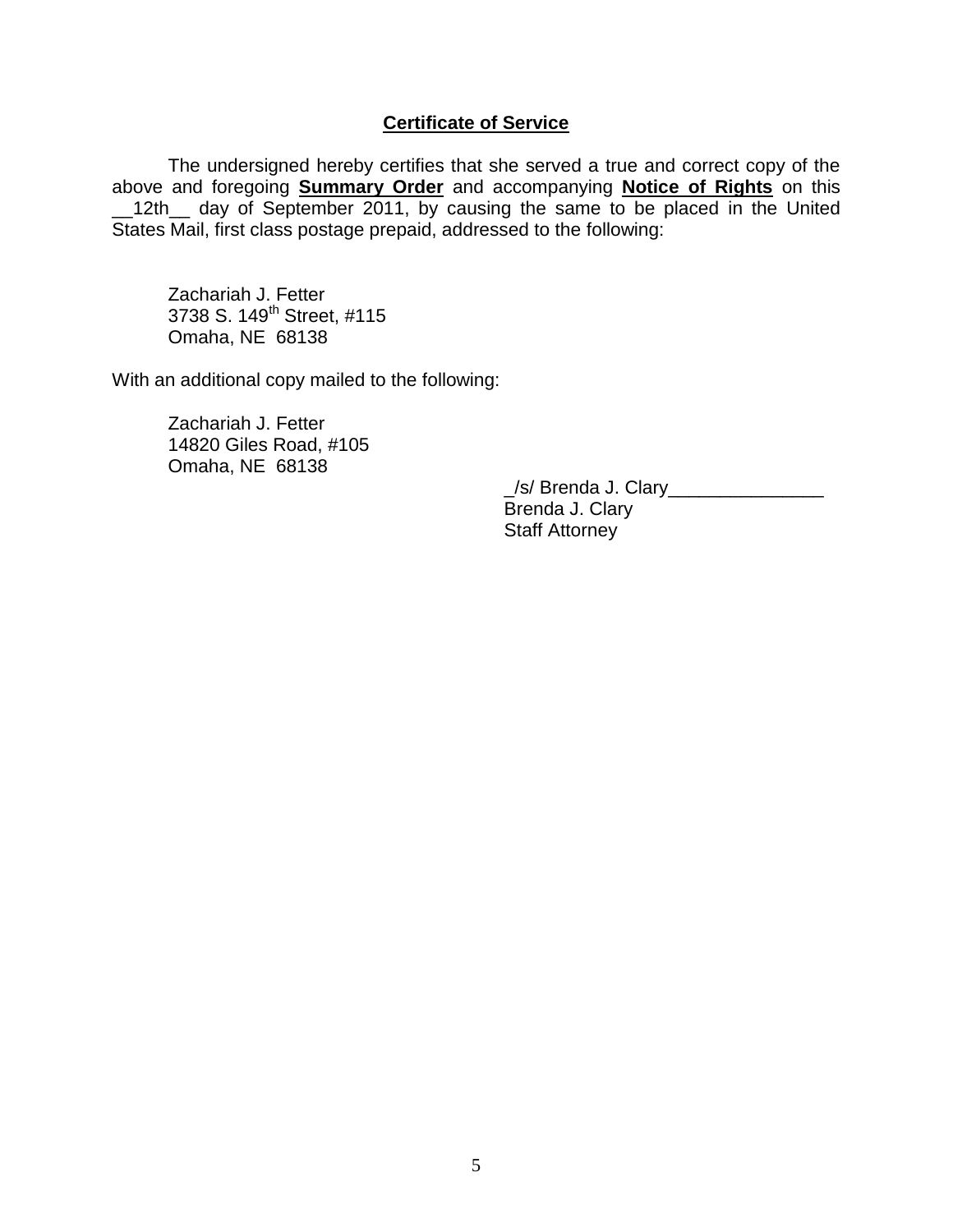**Certificate of Service**

The undersigned hereby certifies that she served a true and correct copy of the above and foregoing **Summary Order** and accompanying **Notice of Rights** on this __12th__ day of September 2011, by causing the same to be placed in the United States Mail, first class postage prepaid, addressed to the following:

Zachariah J. Fetter
3738 S. 149th Street, #115
Omaha, NE 68138

With an additional copy mailed to the following:

Zachariah J. Fetter
14820 Giles Road, #105
Omaha, NE 68138

_/s/ Brenda J. Clary_______________
Brenda J. Clary
Staff Attorney